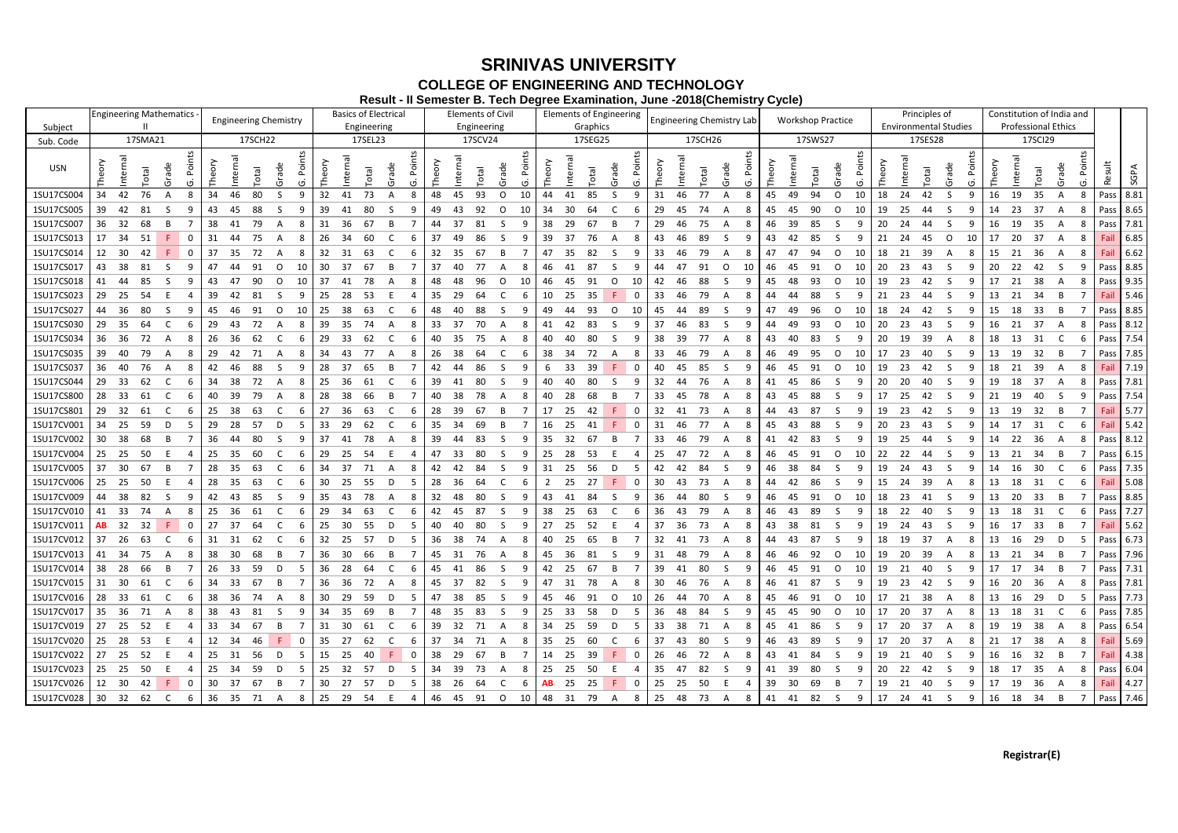# SRINIVAS UNIVERSITY

## COLLEGE OF ENGINEERING AND TECHNOLOGY

### Result - II Semester B. Tech Degree Examination, June -2018(Chemistry Cycle)

| Subject | Engineering Mathematics - II | | | | | Engineering Chemistry | | | | | Basics of Electrical Engineering | | | | | Elements of Civil Engineering | | | | | Elements of Engineering Graphics | | | | | Engineering Chemistry Lab | | | | | Workshop Practice | | | | | Principles of Environmental Studies | | | | | Constitution of India and Professional Ethics | | | | | | |
|---|---|---|---|---|---|---|---|---|---|---|---|---|---|---|---|---|---|---|---|---|---|---|---|---|---|---|---|---|---|---|---|---|---|---|---|---|---|---|---|---|---|---|---|---|---|---|---|
| Sub. Code | 17SMA21 | | | | | 17SCH22 | | | | | 17SEL23 | | | | | 17SCV24 | | | | | 17SEG25 | | | | | 17SCH26 | | | | | 17SWS27 | | | | | 17SES28 | | | | | 17SCI29 | | | | | | |
| USN | Theory | Internal | Total | Grade | G. Points | Theory | Internal | Total | Grade | G. Points | Theory | Internal | Total | Grade | G. Points | Theory | Internal | Total | Grade | G. Points | Theory | Internal | Total | Grade | G. Points | Theory | Internal | Total | Grade | G. Points | Theory | Internal | Total | Grade | G. Points | Theory | Internal | Total | Grade | G. Points | Theory | Internal | Total | Grade | G. Points | Result | SGPA |
| 1SU17CS004 | 34 | 42 | 76 | A | 8 | 34 | 46 | 80 | S | 9 | 32 | 41 | 73 | A | 8 | 48 | 45 | 93 | O | 10 | 44 | 41 | 85 | S | 9 | 31 | 46 | 77 | A | 8 | 45 | 49 | 94 | O | 10 | 18 | 24 | 42 | S | 9 | 16 | 19 | 35 | A | 8 | Pass | 8.81 |
| 1SU17CS005 | 39 | 42 | 81 | S | 9 | 43 | 45 | 88 | S | 9 | 39 | 41 | 80 | S | 9 | 49 | 43 | 92 | O | 10 | 34 | 30 | 64 | C | 6 | 29 | 45 | 74 | A | 8 | 45 | 45 | 90 | O | 10 | 19 | 25 | 44 | S | 9 | 14 | 23 | 37 | A | 8 | Pass | 8.65 |
| 1SU17CS007 | 36 | 32 | 68 | B | 7 | 38 | 41 | 79 | A | 8 | 31 | 36 | 67 | B | 7 | 44 | 37 | 81 | S | 9 | 38 | 29 | 67 | B | 7 | 29 | 46 | 75 | A | 8 | 46 | 39 | 85 | S | 9 | 20 | 24 | 44 | S | 9 | 16 | 19 | 35 | A | 8 | Pass | 7.81 |
| 1SU17CS013 | 17 | 34 | 51 | F | 0 | 31 | 44 | 75 | A | 8 | 26 | 34 | 60 | C | 6 | 37 | 49 | 86 | S | 9 | 39 | 37 | 76 | A | 8 | 43 | 46 | 89 | S | 9 | 43 | 42 | 85 | S | 9 | 21 | 24 | 45 | O | 10 | 17 | 20 | 37 | A | 8 | Fail | 6.85 |
| 1SU17CS014 | 12 | 30 | 42 | F | 0 | 37 | 35 | 72 | A | 8 | 32 | 31 | 63 | C | 6 | 32 | 35 | 67 | B | 7 | 47 | 35 | 82 | S | 9 | 33 | 46 | 79 | A | 8 | 47 | 47 | 94 | O | 10 | 18 | 21 | 39 | A | 8 | 15 | 21 | 36 | A | 8 | Fail | 6.62 |
| 1SU17CS017 | 43 | 38 | 81 | S | 9 | 47 | 44 | 91 | O | 10 | 30 | 37 | 67 | B | 7 | 37 | 40 | 77 | A | 8 | 46 | 41 | 87 | S | 9 | 44 | 47 | 91 | O | 10 | 46 | 45 | 91 | O | 10 | 20 | 23 | 43 | S | 9 | 20 | 22 | 42 | S | 9 | Pass | 8.85 |
| 1SU17CS018 | 41 | 44 | 85 | S | 9 | 43 | 47 | 90 | O | 10 | 37 | 41 | 78 | A | 8 | 48 | 48 | 96 | O | 10 | 46 | 45 | 91 | O | 10 | 42 | 46 | 88 | S | 9 | 45 | 48 | 93 | O | 10 | 19 | 23 | 42 | S | 9 | 17 | 21 | 38 | A | 8 | Pass | 9.35 |
| 1SU17CS023 | 29 | 25 | 54 | E | 4 | 39 | 42 | 81 | S | 9 | 25 | 28 | 53 | E | 4 | 35 | 29 | 64 | C | 6 | 10 | 25 | 35 | F | 0 | 33 | 46 | 79 | A | 8 | 44 | 44 | 88 | S | 9 | 21 | 23 | 44 | S | 9 | 13 | 21 | 34 | B | 7 | Fail | 5.46 |
| 1SU17CS027 | 44 | 36 | 80 | S | 9 | 45 | 46 | 91 | O | 10 | 25 | 38 | 63 | C | 6 | 48 | 40 | 88 | S | 9 | 49 | 44 | 93 | O | 10 | 45 | 44 | 89 | S | 9 | 47 | 49 | 96 | O | 10 | 18 | 24 | 42 | S | 9 | 15 | 18 | 33 | B | 7 | Pass | 8.85 |
| 1SU17CS030 | 29 | 35 | 64 | C | 6 | 29 | 43 | 72 | A | 8 | 39 | 35 | 74 | A | 8 | 33 | 37 | 70 | A | 8 | 41 | 42 | 83 | S | 9 | 37 | 46 | 83 | S | 9 | 44 | 49 | 93 | O | 10 | 20 | 23 | 43 | S | 9 | 16 | 21 | 37 | A | 8 | Pass | 8.12 |
| 1SU17CS034 | 36 | 36 | 72 | A | 8 | 26 | 36 | 62 | C | 6 | 29 | 33 | 62 | C | 6 | 40 | 35 | 75 | A | 8 | 40 | 40 | 80 | S | 9 | 38 | 39 | 77 | A | 8 | 43 | 40 | 83 | S | 9 | 20 | 19 | 39 | A | 8 | 18 | 13 | 31 | C | 6 | Pass | 7.54 |
| 1SU17CS035 | 39 | 40 | 79 | A | 8 | 29 | 42 | 71 | A | 8 | 34 | 43 | 77 | A | 8 | 26 | 38 | 64 | C | 6 | 38 | 34 | 72 | A | 8 | 33 | 46 | 79 | A | 8 | 46 | 49 | 95 | O | 10 | 17 | 23 | 40 | S | 9 | 13 | 19 | 32 | B | 7 | Pass | 7.85 |
| 1SU17CS037 | 36 | 40 | 76 | A | 8 | 42 | 46 | 88 | S | 9 | 28 | 37 | 65 | B | 7 | 42 | 44 | 86 | S | 9 | 6 | 33 | 39 | F | 0 | 40 | 45 | 85 | S | 9 | 46 | 45 | 91 | O | 10 | 19 | 23 | 42 | S | 9 | 18 | 21 | 39 | A | 8 | Fail | 7.19 |
| 1SU17CS044 | 29 | 33 | 62 | C | 6 | 34 | 38 | 72 | A | 8 | 25 | 36 | 61 | C | 6 | 39 | 41 | 80 | S | 9 | 40 | 40 | 80 | S | 9 | 32 | 44 | 76 | A | 8 | 41 | 45 | 86 | S | 9 | 20 | 20 | 40 | S | 9 | 19 | 18 | 37 | A | 8 | Pass | 7.81 |
| 1SU17CS800 | 28 | 33 | 61 | C | 6 | 40 | 39 | 79 | A | 8 | 28 | 38 | 66 | B | 7 | 40 | 38 | 78 | A | 8 | 40 | 28 | 68 | B | 7 | 33 | 45 | 78 | A | 8 | 43 | 45 | 88 | S | 9 | 17 | 25 | 42 | S | 9 | 21 | 19 | 40 | S | 9 | Pass | 7.54 |
| 1SU17CS801 | 29 | 32 | 61 | C | 6 | 25 | 38 | 63 | C | 6 | 27 | 36 | 63 | C | 6 | 28 | 39 | 67 | B | 7 | 17 | 25 | 42 | F | 0 | 32 | 41 | 73 | A | 8 | 44 | 43 | 87 | S | 9 | 19 | 23 | 42 | S | 9 | 13 | 19 | 32 | B | 7 | Fail | 5.77 |
| 1SU17CV001 | 34 | 25 | 59 | D | 5 | 29 | 28 | 57 | D | 5 | 33 | 29 | 62 | C | 6 | 35 | 34 | 69 | B | 7 | 16 | 25 | 41 | F | 0 | 31 | 46 | 77 | A | 8 | 45 | 43 | 88 | S | 9 | 20 | 23 | 43 | S | 9 | 14 | 17 | 31 | C | 6 | Fail | 5.42 |
| 1SU17CV002 | 30 | 38 | 68 | B | 7 | 36 | 44 | 80 | S | 9 | 37 | 41 | 78 | A | 8 | 39 | 44 | 83 | S | 9 | 35 | 32 | 67 | B | 7 | 33 | 46 | 79 | A | 8 | 41 | 42 | 83 | S | 9 | 19 | 25 | 44 | S | 9 | 14 | 22 | 36 | A | 8 | Pass | 8.12 |
| 1SU17CV004 | 25 | 25 | 50 | E | 4 | 25 | 35 | 60 | C | 6 | 29 | 25 | 54 | E | 4 | 47 | 33 | 80 | S | 9 | 25 | 28 | 53 | E | 4 | 25 | 47 | 72 | A | 8 | 46 | 45 | 91 | O | 10 | 22 | 22 | 44 | S | 9 | 13 | 21 | 34 | B | 7 | Pass | 6.15 |
| 1SU17CV005 | 37 | 30 | 67 | B | 7 | 28 | 35 | 63 | C | 6 | 34 | 37 | 71 | A | 8 | 42 | 42 | 84 | S | 9 | 31 | 25 | 56 | D | 5 | 42 | 42 | 84 | S | 9 | 46 | 38 | 84 | S | 9 | 19 | 24 | 43 | S | 9 | 14 | 16 | 30 | C | 6 | Pass | 7.35 |
| 1SU17CV006 | 25 | 25 | 50 | E | 4 | 28 | 35 | 63 | C | 6 | 30 | 25 | 55 | D | 5 | 28 | 36 | 64 | C | 6 | 2 | 25 | 27 | F | 0 | 30 | 43 | 73 | A | 8 | 44 | 42 | 86 | S | 9 | 15 | 24 | 39 | A | 8 | 13 | 18 | 31 | C | 6 | Fail | 5.08 |
| 1SU17CV009 | 44 | 38 | 82 | S | 9 | 42 | 43 | 85 | S | 9 | 35 | 43 | 78 | A | 8 | 32 | 48 | 80 | S | 9 | 43 | 41 | 84 | S | 9 | 36 | 44 | 80 | S | 9 | 46 | 45 | 91 | O | 10 | 18 | 23 | 41 | S | 9 | 13 | 20 | 33 | B | 7 | Pass | 8.85 |
| 1SU17CV010 | 41 | 33 | 74 | A | 8 | 25 | 36 | 61 | C | 6 | 29 | 34 | 63 | C | 6 | 42 | 45 | 87 | S | 9 | 38 | 25 | 63 | C | 6 | 36 | 43 | 79 | A | 8 | 46 | 43 | 89 | S | 9 | 18 | 22 | 40 | S | 9 | 13 | 18 | 31 | C | 6 | Pass | 7.27 |
| 1SU17CV011 | AB | 32 | 32 | F | 0 | 27 | 37 | 64 | C | 6 | 25 | 30 | 55 | D | 5 | 40 | 40 | 80 | S | 9 | 27 | 25 | 52 | E | 4 | 37 | 36 | 73 | A | 8 | 43 | 38 | 81 | S | 9 | 19 | 24 | 43 | S | 9 | 16 | 17 | 33 | B | 7 | Fail | 5.62 |
| 1SU17CV012 | 37 | 26 | 63 | C | 6 | 31 | 31 | 62 | C | 6 | 32 | 25 | 57 | D | 5 | 36 | 38 | 74 | A | 8 | 40 | 25 | 65 | B | 7 | 32 | 41 | 73 | A | 8 | 44 | 43 | 87 | S | 9 | 18 | 19 | 37 | A | 8 | 13 | 16 | 29 | D | 5 | Pass | 6.73 |
| 1SU17CV013 | 41 | 34 | 75 | A | 8 | 38 | 30 | 68 | B | 7 | 36 | 30 | 66 | B | 7 | 45 | 31 | 76 | A | 8 | 45 | 36 | 81 | S | 9 | 31 | 48 | 79 | A | 8 | 46 | 46 | 92 | O | 10 | 19 | 20 | 39 | A | 8 | 13 | 21 | 34 | B | 7 | Pass | 7.96 |
| 1SU17CV014 | 38 | 28 | 66 | B | 7 | 26 | 33 | 59 | D | 5 | 36 | 28 | 64 | C | 6 | 45 | 41 | 86 | S | 9 | 42 | 25 | 67 | B | 7 | 39 | 41 | 80 | S | 9 | 46 | 45 | 91 | O | 10 | 19 | 21 | 40 | S | 9 | 17 | 17 | 34 | B | 7 | Pass | 7.31 |
| 1SU17CV015 | 31 | 30 | 61 | C | 6 | 34 | 33 | 67 | B | 7 | 36 | 36 | 72 | A | 8 | 45 | 37 | 82 | S | 9 | 47 | 31 | 78 | A | 8 | 30 | 46 | 76 | A | 8 | 46 | 41 | 87 | S | 9 | 19 | 23 | 42 | S | 9 | 16 | 20 | 36 | A | 8 | Pass | 7.81 |
| 1SU17CV016 | 28 | 33 | 61 | C | 6 | 38 | 36 | 74 | A | 8 | 30 | 29 | 59 | D | 5 | 47 | 38 | 85 | S | 9 | 45 | 46 | 91 | O | 10 | 26 | 44 | 70 | A | 8 | 45 | 46 | 91 | O | 10 | 17 | 21 | 38 | A | 8 | 13 | 16 | 29 | D | 5 | Pass | 7.73 |
| 1SU17CV017 | 35 | 36 | 71 | A | 8 | 38 | 43 | 81 | S | 9 | 34 | 35 | 69 | B | 7 | 48 | 35 | 83 | S | 9 | 25 | 33 | 58 | D | 5 | 36 | 48 | 84 | S | 9 | 45 | 45 | 90 | O | 10 | 17 | 20 | 37 | A | 8 | 13 | 18 | 31 | C | 6 | Pass | 7.85 |
| 1SU17CV019 | 27 | 25 | 52 | E | 4 | 33 | 34 | 67 | B | 7 | 31 | 30 | 61 | C | 6 | 39 | 32 | 71 | A | 8 | 34 | 25 | 59 | D | 5 | 33 | 38 | 71 | A | 8 | 45 | 41 | 86 | S | 9 | 17 | 20 | 37 | A | 8 | 19 | 19 | 38 | A | 8 | Pass | 6.54 |
| 1SU17CV020 | 25 | 28 | 53 | E | 4 | 12 | 34 | 46 | F | 0 | 35 | 27 | 62 | C | 6 | 37 | 34 | 71 | A | 8 | 35 | 25 | 60 | C | 6 | 37 | 43 | 80 | S | 9 | 46 | 43 | 89 | S | 9 | 17 | 20 | 37 | A | 8 | 21 | 17 | 38 | A | 8 | Fail | 5.69 |
| 1SU17CV022 | 27 | 25 | 52 | E | 4 | 25 | 31 | 56 | D | 5 | 15 | 25 | 40 | F | 0 | 38 | 29 | 67 | B | 7 | 14 | 25 | 39 | F | 0 | 26 | 46 | 72 | A | 8 | 43 | 41 | 84 | S | 9 | 19 | 21 | 40 | S | 9 | 16 | 16 | 32 | B | 7 | Fail | 4.38 |
| 1SU17CV023 | 25 | 25 | 50 | E | 4 | 25 | 34 | 59 | D | 5 | 25 | 32 | 57 | D | 5 | 34 | 39 | 73 | A | 8 | 25 | 25 | 50 | E | 4 | 35 | 47 | 82 | S | 9 | 41 | 39 | 80 | S | 9 | 20 | 22 | 42 | S | 9 | 18 | 17 | 35 | A | 8 | Pass | 6.04 |
| 1SU17CV026 | 12 | 30 | 42 | F | 0 | 30 | 37 | 67 | B | 7 | 30 | 27 | 57 | D | 5 | 38 | 26 | 64 | C | 6 | AB | 25 | 25 | F | 0 | 25 | 25 | 50 | E | 4 | 39 | 30 | 69 | B | 7 | 19 | 21 | 40 | S | 9 | 17 | 19 | 36 | A | 8 | Fail | 4.27 |
| 1SU17CV028 | 30 | 32 | 62 | C | 6 | 36 | 35 | 71 | A | 8 | 25 | 29 | 54 | E | 4 | 46 | 45 | 91 | O | 10 | 48 | 31 | 79 | A | 8 | 25 | 48 | 73 | A | 8 | 41 | 41 | 82 | S | 9 | 17 | 24 | 41 | S | 9 | 16 | 18 | 34 | B | 7 | Pass | 7.46 |

**Registrar(E)**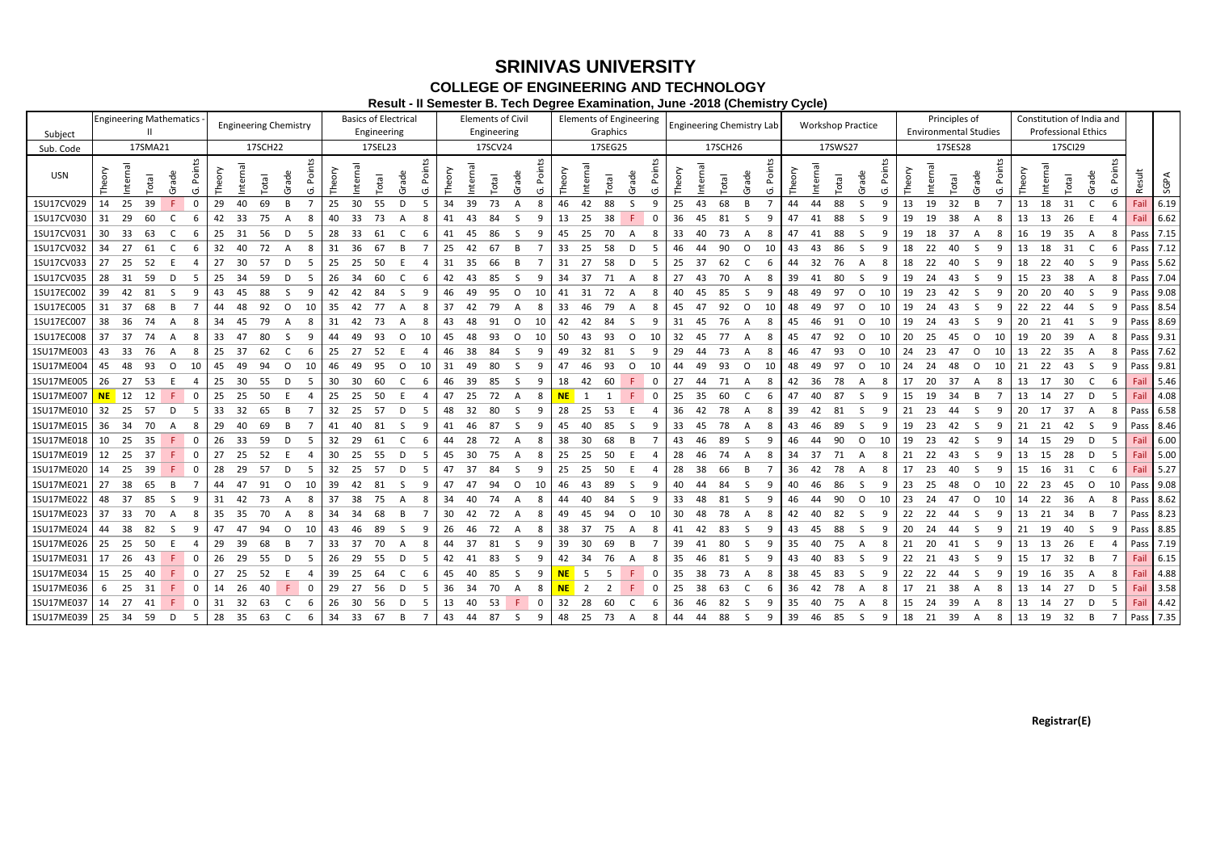# SRINIVAS UNIVERSITY

## COLLEGE OF ENGINEERING AND TECHNOLOGY

### Result - II Semester B. Tech Degree Examination, June -2018 (Chemistry Cycle)

| Subject | Engineering Mathematics - II | | | | | Engineering Chemistry | | | | | Basics of Electrical Engineering | | | | | Elements of Civil Engineering | | | | | Elements of Engineering Graphics | | | | | Engineering Chemistry Lab | | | | | Workshop Practice | | | | | Principles of Environmental Studies | | | | | Constitution of India and Professional Ethics | | | | | | |
|---|---|---|---|---|---|---|---|---|---|---|---|---|---|---|---|---|---|---|---|---|---|---|---|---|---|---|---|---|---|---|---|---|---|---|---|---|---|---|---|---|---|---|---|---|---|---|---|---|---|---|---|
| Sub. Code | 17SMA21 | | | | | 17SCH22 | | | | | 17SEL23 | | | | | 17SCV24 | | | | | 17SEG25 | | | | | 17SCH26 | | | | | 17SWS27 | | | | | 17SES28 | | | | | 17SCI29 | | | | | | |
| USN | Theory | Internal | Total | Grade | G. Points | Theory | Internal | Total | Grade | G. Points | Theory | Internal | Total | Grade | G. Points | Theory | Internal | Total | Grade | G. Points | Theory | Internal | Total | Grade | G. Points | Theory | Internal | Total | Grade | G. Points | Theory | Internal | Total | Grade | G. Points | Theory | Internal | Total | Grade | G. Points | Theory | Internal | Total | Grade | G. Points | Result | SGPA |
| 1SU17CV029 | 14 | 25 | 39 | F | 0 | 29 | 40 | 69 | B | 7 | 25 | 30 | 55 | D | 5 | 34 | 39 | 73 | A | 8 | 46 | 42 | 88 | S | 9 | 25 | 43 | 68 | B | 7 | 44 | 44 | 88 | S | 9 | 13 | 19 | 32 | B | 7 | 13 | 18 | 31 | C | 6 | Fail | 6.19 |
| 1SU17CV030 | 31 | 29 | 60 | C | 6 | 42 | 33 | 75 | A | 8 | 40 | 33 | 73 | A | 8 | 41 | 43 | 84 | S | 9 | 13 | 25 | 38 | F | 0 | 36 | 45 | 81 | S | 9 | 47 | 41 | 88 | S | 9 | 19 | 19 | 38 | A | 8 | 13 | 13 | 26 | E | 4 | Fail | 6.62 |
| 1SU17CV031 | 30 | 33 | 63 | C | 6 | 25 | 31 | 56 | D | 5 | 28 | 33 | 61 | C | 6 | 41 | 45 | 86 | S | 9 | 45 | 25 | 70 | A | 8 | 33 | 40 | 73 | A | 8 | 47 | 41 | 88 | S | 9 | 19 | 18 | 37 | A | 8 | 16 | 19 | 35 | A | 8 | Pass | 7.15 |
| 1SU17CV032 | 34 | 27 | 61 | C | 6 | 32 | 40 | 72 | A | 8 | 31 | 36 | 67 | B | 7 | 25 | 42 | 67 | B | 7 | 33 | 25 | 58 | D | 5 | 46 | 44 | 90 | O | 10 | 43 | 43 | 86 | S | 9 | 18 | 22 | 40 | S | 9 | 13 | 18 | 31 | C | 6 | Pass | 7.12 |
| 1SU17CV033 | 27 | 25 | 52 | E | 4 | 27 | 30 | 57 | D | 5 | 25 | 25 | 50 | E | 4 | 31 | 35 | 66 | B | 7 | 31 | 27 | 58 | D | 5 | 25 | 37 | 62 | C | 6 | 44 | 32 | 76 | A | 8 | 18 | 22 | 40 | S | 9 | 18 | 22 | 40 | S | 9 | Pass | 5.62 |
| 1SU17CV035 | 28 | 31 | 59 | D | 5 | 25 | 34 | 59 | D | 5 | 26 | 34 | 60 | C | 6 | 42 | 43 | 85 | S | 9 | 34 | 37 | 71 | A | 8 | 27 | 43 | 70 | A | 8 | 39 | 41 | 80 | S | 9 | 19 | 24 | 43 | S | 9 | 15 | 23 | 38 | A | 8 | Pass | 7.04 |
| 1SU17EC002 | 39 | 42 | 81 | S | 9 | 43 | 45 | 88 | S | 9 | 42 | 42 | 84 | S | 9 | 46 | 49 | 95 | O | 10 | 41 | 31 | 72 | A | 8 | 40 | 45 | 85 | S | 9 | 48 | 49 | 97 | O | 10 | 19 | 23 | 42 | S | 9 | 20 | 20 | 40 | S | 9 | Pass | 9.08 |
| 1SU17EC005 | 31 | 37 | 68 | B | 7 | 44 | 48 | 92 | O | 10 | 35 | 42 | 77 | A | 8 | 37 | 42 | 79 | A | 8 | 33 | 46 | 79 | A | 8 | 45 | 47 | 92 | O | 10 | 48 | 49 | 97 | O | 10 | 19 | 24 | 43 | S | 9 | 22 | 22 | 44 | S | 9 | Pass | 8.54 |
| 1SU17EC007 | 38 | 36 | 74 | A | 8 | 34 | 45 | 79 | A | 8 | 31 | 42 | 73 | A | 8 | 43 | 48 | 91 | O | 10 | 42 | 42 | 84 | S | 9 | 31 | 45 | 76 | A | 8 | 45 | 46 | 91 | O | 10 | 19 | 24 | 43 | S | 9 | 20 | 21 | 41 | S | 9 | Pass | 8.69 |
| 1SU17EC008 | 37 | 37 | 74 | A | 8 | 33 | 47 | 80 | S | 9 | 44 | 49 | 93 | O | 10 | 45 | 48 | 93 | O | 10 | 50 | 43 | 93 | O | 10 | 32 | 45 | 77 | A | 8 | 45 | 47 | 92 | O | 10 | 20 | 25 | 45 | O | 10 | 19 | 20 | 39 | A | 8 | Pass | 9.31 |
| 1SU17ME003 | 43 | 33 | 76 | A | 8 | 25 | 37 | 62 | C | 6 | 25 | 27 | 52 | E | 4 | 46 | 38 | 84 | S | 9 | 49 | 32 | 81 | S | 9 | 29 | 44 | 73 | A | 8 | 46 | 47 | 93 | O | 10 | 24 | 23 | 47 | O | 10 | 13 | 22 | 35 | A | 8 | Pass | 7.62 |
| 1SU17ME004 | 45 | 48 | 93 | O | 10 | 45 | 49 | 94 | O | 10 | 46 | 49 | 95 | O | 10 | 31 | 49 | 80 | S | 9 | 47 | 46 | 93 | O | 10 | 44 | 49 | 93 | O | 10 | 48 | 49 | 97 | O | 10 | 24 | 24 | 48 | O | 10 | 21 | 22 | 43 | S | 9 | Pass | 9.81 |
| 1SU17ME005 | 26 | 27 | 53 | E | 4 | 25 | 30 | 55 | D | 5 | 30 | 30 | 60 | C | 6 | 46 | 39 | 85 | S | 9 | 18 | 42 | 60 | F | 0 | 27 | 44 | 71 | A | 8 | 42 | 36 | 78 | A | 8 | 17 | 20 | 37 | A | 8 | 13 | 17 | 30 | C | 6 | Fail | 5.46 |
| 1SU17ME007 | NE | 12 | 12 | F | 0 | 25 | 25 | 50 | E | 4 | 25 | 25 | 50 | E | 4 | 47 | 25 | 72 | A | 8 | NE | 1 | 1 | F | 0 | 25 | 35 | 60 | C | 6 | 47 | 40 | 87 | S | 9 | 15 | 19 | 34 | B | 7 | 13 | 14 | 27 | D | 5 | Fail | 4.08 |
| 1SU17ME010 | 32 | 25 | 57 | D | 5 | 33 | 32 | 65 | B | 7 | 32 | 25 | 57 | D | 5 | 48 | 32 | 80 | S | 9 | 28 | 25 | 53 | E | 4 | 36 | 42 | 78 | A | 8 | 39 | 42 | 81 | S | 9 | 21 | 23 | 44 | S | 9 | 20 | 17 | 37 | A | 8 | Pass | 6.58 |
| 1SU17ME015 | 36 | 34 | 70 | A | 8 | 29 | 40 | 69 | B | 7 | 41 | 40 | 81 | S | 9 | 41 | 46 | 87 | S | 9 | 45 | 40 | 85 | S | 9 | 33 | 45 | 78 | A | 8 | 43 | 46 | 89 | S | 9 | 19 | 23 | 42 | S | 9 | 21 | 21 | 42 | S | 9 | Pass | 8.46 |
| 1SU17ME018 | 10 | 25 | 35 | F | 0 | 26 | 33 | 59 | D | 5 | 32 | 29 | 61 | C | 6 | 44 | 28 | 72 | A | 8 | 38 | 30 | 68 | B | 7 | 43 | 46 | 89 | S | 9 | 46 | 44 | 90 | O | 10 | 19 | 23 | 42 | S | 9 | 14 | 15 | 29 | D | 5 | Fail | 6.00 |
| 1SU17ME019 | 12 | 25 | 37 | F | 0 | 27 | 25 | 52 | E | 4 | 30 | 25 | 55 | D | 5 | 45 | 30 | 75 | A | 8 | 25 | 25 | 50 | E | 4 | 28 | 46 | 74 | A | 8 | 34 | 37 | 71 | A | 8 | 21 | 22 | 43 | S | 9 | 13 | 15 | 28 | D | 5 | Fail | 5.00 |
| 1SU17ME020 | 14 | 25 | 39 | F | 0 | 28 | 29 | 57 | D | 5 | 32 | 25 | 57 | D | 5 | 47 | 37 | 84 | S | 9 | 25 | 25 | 50 | E | 4 | 28 | 38 | 66 | B | 7 | 36 | 42 | 78 | A | 8 | 17 | 23 | 40 | S | 9 | 15 | 16 | 31 | C | 6 | Fail | 5.27 |
| 1SU17ME021 | 27 | 38 | 65 | B | 7 | 44 | 47 | 91 | O | 10 | 39 | 42 | 81 | S | 9 | 47 | 47 | 94 | O | 10 | 46 | 43 | 89 | S | 9 | 40 | 44 | 84 | S | 9 | 40 | 46 | 86 | S | 9 | 23 | 25 | 48 | O | 10 | 22 | 23 | 45 | O | 10 | Pass | 9.08 |
| 1SU17ME022 | 48 | 37 | 85 | S | 9 | 31 | 42 | 73 | A | 8 | 37 | 38 | 75 | A | 8 | 34 | 40 | 74 | A | 8 | 44 | 40 | 84 | S | 9 | 33 | 48 | 81 | S | 9 | 46 | 44 | 90 | O | 10 | 23 | 24 | 47 | O | 10 | 14 | 22 | 36 | A | 8 | Pass | 8.62 |
| 1SU17ME023 | 37 | 33 | 70 | A | 8 | 35 | 35 | 70 | A | 8 | 34 | 34 | 68 | B | 7 | 30 | 42 | 72 | A | 8 | 49 | 45 | 94 | O | 10 | 30 | 48 | 78 | A | 8 | 42 | 40 | 82 | S | 9 | 22 | 22 | 44 | S | 9 | 13 | 21 | 34 | B | 7 | Pass | 8.23 |
| 1SU17ME024 | 44 | 38 | 82 | S | 9 | 47 | 47 | 94 | O | 10 | 43 | 46 | 89 | S | 9 | 26 | 46 | 72 | A | 8 | 38 | 37 | 75 | A | 8 | 41 | 42 | 83 | S | 9 | 43 | 45 | 88 | S | 9 | 20 | 24 | 44 | S | 9 | 21 | 19 | 40 | S | 9 | Pass | 8.85 |
| 1SU17ME026 | 25 | 25 | 50 | E | 4 | 29 | 39 | 68 | B | 7 | 33 | 37 | 70 | A | 8 | 44 | 37 | 81 | S | 9 | 39 | 30 | 69 | B | 7 | 39 | 41 | 80 | S | 9 | 35 | 40 | 75 | A | 8 | 21 | 20 | 41 | S | 9 | 13 | 13 | 26 | E | 4 | Pass | 7.19 |
| 1SU17ME031 | 17 | 26 | 43 | F | 0 | 26 | 29 | 55 | D | 5 | 26 | 29 | 55 | D | 5 | 42 | 41 | 83 | S | 9 | 42 | 34 | 76 | A | 8 | 35 | 46 | 81 | S | 9 | 43 | 40 | 83 | S | 9 | 22 | 21 | 43 | S | 9 | 15 | 17 | 32 | B | 7 | Fail | 6.15 |
| 1SU17ME034 | 15 | 25 | 40 | F | 0 | 27 | 25 | 52 | E | 4 | 39 | 25 | 64 | C | 6 | 45 | 40 | 85 | S | 9 | NE | 5 | 5 | F | 0 | 35 | 38 | 73 | A | 8 | 38 | 45 | 83 | S | 9 | 22 | 22 | 44 | S | 9 | 19 | 16 | 35 | A | 8 | Fail | 4.88 |
| 1SU17ME036 | 6 | 25 | 31 | F | 0 | 14 | 26 | 40 | F | 0 | 29 | 27 | 56 | D | 5 | 36 | 34 | 70 | A | 8 | NE | 2 | 2 | F | 0 | 25 | 38 | 63 | C | 6 | 36 | 42 | 78 | A | 8 | 17 | 21 | 38 | A | 8 | 13 | 14 | 27 | D | 5 | Fail | 3.58 |
| 1SU17ME037 | 14 | 27 | 41 | F | 0 | 31 | 32 | 63 | C | 6 | 26 | 30 | 56 | D | 5 | 13 | 40 | 53 | F | 0 | 32 | 28 | 60 | C | 6 | 36 | 46 | 82 | S | 9 | 35 | 40 | 75 | A | 8 | 15 | 24 | 39 | A | 8 | 13 | 14 | 27 | D | 5 | Fail | 4.42 |
| 1SU17ME039 | 25 | 34 | 59 | D | 5 | 28 | 35 | 63 | C | 6 | 34 | 33 | 67 | B | 7 | 43 | 44 | 87 | S | 9 | 48 | 25 | 73 | A | 8 | 44 | 44 | 88 | S | 9 | 39 | 46 | 85 | S | 9 | 18 | 21 | 39 | A | 8 | 13 | 19 | 32 | B | 7 | Pass | 7.35 |

**Registrar(E)**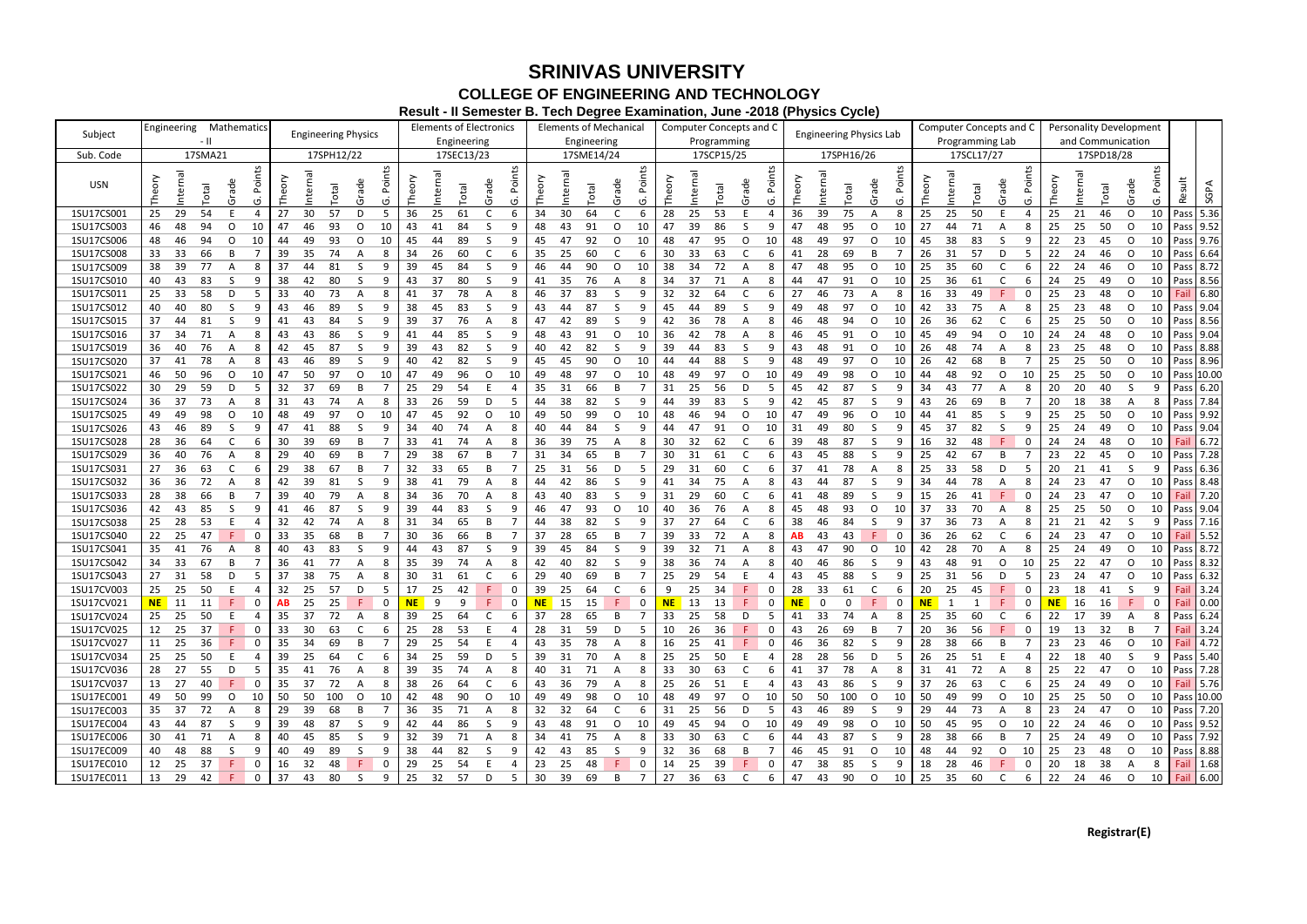# SRINIVAS UNIVERSITY

## COLLEGE OF ENGINEERING AND TECHNOLOGY

### Result - II Semester B. Tech Degree Examination, June -2018 (Physics Cycle)

| Subject | Engineering Mathematics - II | | | | | Engineering Physics | | | | | Elements of Electronics Engineering | | | | | Elements of Mechanical Engineering | | | | | Computer Concepts and C Programming | | | | | Engineering Physics Lab | | | | | Computer Concepts and C Programming Lab | | | | | Personality Development and Communication | | | | | | |
|---|---|---|---|---|---|---|---|---|---|---|---|---|---|---|---|---|---|---|---|---|---|---|---|---|---|---|---|---|---|---|---|---|---|---|---|---|---|---|---|---|---|---|
| Sub. Code | 17SMA21 | | | | | 17SPH12/22 | | | | | 17SEC13/23 | | | | | 17SME14/24 | | | | | 17SCP15/25 | | | | | 17SPH16/26 | | | | | 17SCL17/27 | | | | | 17SPD18/28 | | | | | | |
| USN | Theory | Internal | Total | Grade | G. Points | Theory | Internal | Total | Grade | G. Points | Theory | Internal | Total | Grade | G. Points | Theory | Internal | Total | Grade | G. Points | Theory | Internal | Total | Grade | G. Points | Theory | Internal | Total | Grade | G. Points | Theory | Internal | Total | Grade | G. Points | Theory | Internal | Total | Grade | G. Points | Result | SGPA |
| 1SU17CS001 | 25 | 29 | 54 | E | 4 | 27 | 30 | 57 | D | 5 | 36 | 25 | 61 | C | 6 | 34 | 30 | 64 | C | 6 | 28 | 25 | 53 | E | 4 | 36 | 39 | 75 | A | 8 | 25 | 25 | 50 | E | 4 | 25 | 21 | 46 | O | 10 | Pass | 5.36 |
| 1SU17CS003 | 46 | 48 | 94 | O | 10 | 47 | 46 | 93 | O | 10 | 43 | 41 | 84 | S | 9 | 48 | 43 | 91 | O | 10 | 47 | 39 | 86 | S | 9 | 47 | 48 | 95 | O | 10 | 27 | 44 | 71 | A | 8 | 25 | 25 | 50 | O | 10 | Pass | 9.52 |
| 1SU17CS006 | 48 | 46 | 94 | O | 10 | 44 | 49 | 93 | O | 10 | 45 | 44 | 89 | S | 9 | 45 | 47 | 92 | O | 10 | 48 | 47 | 95 | O | 10 | 48 | 49 | 97 | O | 10 | 45 | 38 | 83 | S | 9 | 22 | 23 | 45 | O | 10 | Pass | 9.76 |
| 1SU17CS008 | 33 | 33 | 66 | B | 7 | 39 | 35 | 74 | A | 8 | 34 | 26 | 60 | C | 6 | 35 | 25 | 60 | C | 6 | 30 | 33 | 63 | C | 6 | 41 | 28 | 69 | B | 7 | 26 | 31 | 57 | D | 5 | 22 | 24 | 46 | O | 10 | Pass | 6.64 |
| 1SU17CS009 | 38 | 39 | 77 | A | 8 | 37 | 44 | 81 | S | 9 | 39 | 45 | 84 | S | 9 | 46 | 44 | 90 | O | 10 | 38 | 34 | 72 | A | 8 | 47 | 48 | 95 | O | 10 | 25 | 35 | 60 | C | 6 | 22 | 24 | 46 | O | 10 | Pass | 8.72 |
| 1SU17CS010 | 40 | 43 | 83 | S | 9 | 38 | 42 | 80 | S | 9 | 43 | 37 | 80 | S | 9 | 41 | 35 | 76 | A | 8 | 34 | 37 | 71 | A | 8 | 44 | 47 | 91 | O | 10 | 25 | 36 | 61 | C | 6 | 24 | 25 | 49 | O | 10 | Pass | 8.56 |
| 1SU17CS011 | 25 | 33 | 58 | D | 5 | 33 | 40 | 73 | A | 8 | 41 | 37 | 78 | A | 8 | 46 | 37 | 83 | S | 9 | 32 | 32 | 64 | C | 6 | 27 | 46 | 73 | A | 8 | 16 | 33 | 49 | F | 0 | 25 | 23 | 48 | O | 10 | Fail | 6.80 |
| 1SU17CS012 | 40 | 40 | 80 | S | 9 | 43 | 46 | 89 | S | 9 | 38 | 45 | 83 | S | 9 | 43 | 44 | 87 | S | 9 | 45 | 44 | 89 | S | 9 | 49 | 48 | 97 | O | 10 | 42 | 33 | 75 | A | 8 | 25 | 23 | 48 | O | 10 | Pass | 9.04 |
| 1SU17CS015 | 37 | 44 | 81 | S | 9 | 41 | 43 | 84 | S | 9 | 39 | 37 | 76 | A | 8 | 47 | 42 | 89 | S | 9 | 42 | 36 | 78 | A | 8 | 46 | 48 | 94 | O | 10 | 26 | 36 | 62 | C | 6 | 25 | 25 | 50 | O | 10 | Pass | 8.56 |
| 1SU17CS016 | 37 | 34 | 71 | A | 8 | 43 | 43 | 86 | S | 9 | 41 | 44 | 85 | S | 9 | 48 | 43 | 91 | O | 10 | 36 | 42 | 78 | A | 8 | 46 | 45 | 91 | O | 10 | 45 | 49 | 94 | O | 10 | 24 | 24 | 48 | O | 10 | Pass | 9.04 |
| 1SU17CS019 | 36 | 40 | 76 | A | 8 | 42 | 45 | 87 | S | 9 | 39 | 43 | 82 | S | 9 | 40 | 42 | 82 | S | 9 | 39 | 44 | 83 | S | 9 | 43 | 48 | 91 | O | 10 | 26 | 48 | 74 | A | 8 | 23 | 25 | 48 | O | 10 | Pass | 8.88 |
| 1SU17CS020 | 37 | 41 | 78 | A | 8 | 43 | 46 | 89 | S | 9 | 40 | 42 | 82 | S | 9 | 45 | 45 | 90 | O | 10 | 44 | 44 | 88 | S | 9 | 48 | 49 | 97 | O | 10 | 26 | 42 | 68 | B | 7 | 25 | 25 | 50 | O | 10 | Pass | 8.96 |
| 1SU17CS021 | 46 | 50 | 96 | O | 10 | 47 | 50 | 97 | O | 10 | 47 | 49 | 96 | O | 10 | 49 | 48 | 97 | O | 10 | 48 | 49 | 97 | O | 10 | 49 | 49 | 98 | O | 10 | 44 | 48 | 92 | O | 10 | 25 | 25 | 50 | O | 10 | Pass | 10.00 |
| 1SU17CS022 | 30 | 29 | 59 | D | 5 | 32 | 37 | 69 | B | 7 | 25 | 29 | 54 | E | 4 | 35 | 31 | 66 | B | 7 | 31 | 25 | 56 | D | 5 | 45 | 42 | 87 | S | 9 | 34 | 43 | 77 | A | 8 | 20 | 20 | 40 | S | 9 | Pass | 6.20 |
| 1SU17CS024 | 36 | 37 | 73 | A | 8 | 31 | 43 | 74 | A | 8 | 33 | 26 | 59 | D | 5 | 44 | 38 | 82 | S | 9 | 44 | 39 | 83 | S | 9 | 42 | 45 | 87 | S | 9 | 43 | 26 | 69 | B | 7 | 20 | 18 | 38 | A | 8 | Pass | 7.84 |
| 1SU17CS025 | 49 | 49 | 98 | O | 10 | 48 | 49 | 97 | O | 10 | 47 | 45 | 92 | O | 10 | 49 | 50 | 99 | O | 10 | 48 | 46 | 94 | O | 10 | 47 | 49 | 96 | O | 10 | 44 | 41 | 85 | S | 9 | 25 | 25 | 50 | O | 10 | Pass | 9.92 |
| 1SU17CS026 | 43 | 46 | 89 | S | 9 | 47 | 41 | 88 | S | 9 | 34 | 40 | 74 | A | 8 | 40 | 44 | 84 | S | 9 | 44 | 47 | 91 | O | 10 | 31 | 49 | 80 | S | 9 | 45 | 37 | 82 | S | 9 | 25 | 24 | 49 | O | 10 | Pass | 9.04 |
| 1SU17CS028 | 28 | 36 | 64 | C | 6 | 30 | 39 | 69 | B | 7 | 33 | 41 | 74 | A | 8 | 36 | 39 | 75 | A | 8 | 30 | 32 | 62 | C | 6 | 39 | 48 | 87 | S | 9 | 16 | 32 | 48 | F | 0 | 24 | 24 | 48 | O | 10 | Fail | 6.72 |
| 1SU17CS029 | 36 | 40 | 76 | A | 8 | 29 | 40 | 69 | B | 7 | 29 | 38 | 67 | B | 7 | 31 | 34 | 65 | B | 7 | 30 | 31 | 61 | C | 6 | 43 | 45 | 88 | S | 9 | 25 | 42 | 67 | B | 7 | 23 | 22 | 45 | O | 10 | Pass | 7.28 |
| 1SU17CS031 | 27 | 36 | 63 | C | 6 | 29 | 38 | 67 | B | 7 | 32 | 33 | 65 | B | 7 | 25 | 31 | 56 | D | 5 | 29 | 31 | 60 | C | 6 | 37 | 41 | 78 | A | 8 | 25 | 33 | 58 | D | 5 | 20 | 21 | 41 | S | 9 | Pass | 6.36 |
| 1SU17CS032 | 36 | 36 | 72 | A | 8 | 42 | 39 | 81 | S | 9 | 38 | 41 | 79 | A | 8 | 44 | 42 | 86 | S | 9 | 41 | 34 | 75 | A | 8 | 43 | 44 | 87 | S | 9 | 34 | 44 | 78 | A | 8 | 24 | 23 | 47 | O | 10 | Pass | 8.48 |
| 1SU17CS033 | 28 | 38 | 66 | B | 7 | 39 | 40 | 79 | A | 8 | 34 | 36 | 70 | A | 8 | 43 | 40 | 83 | S | 9 | 31 | 29 | 60 | C | 6 | 41 | 48 | 89 | S | 9 | 15 | 26 | 41 | F | 0 | 24 | 23 | 47 | O | 10 | Fail | 7.20 |
| 1SU17CS036 | 42 | 43 | 85 | S | 9 | 41 | 46 | 87 | S | 9 | 39 | 44 | 83 | S | 9 | 46 | 47 | 93 | O | 10 | 40 | 36 | 76 | A | 8 | 45 | 48 | 93 | O | 10 | 37 | 33 | 70 | A | 8 | 25 | 25 | 50 | O | 10 | Pass | 9.04 |
| 1SU17CS038 | 25 | 28 | 53 | E | 4 | 32 | 42 | 74 | A | 8 | 31 | 34 | 65 | B | 7 | 44 | 38 | 82 | S | 9 | 37 | 27 | 64 | C | 6 | 38 | 46 | 84 | S | 9 | 37 | 36 | 73 | A | 8 | 21 | 21 | 42 | S | 9 | Pass | 7.16 |
| 1SU17CS040 | 22 | 25 | 47 | F | 0 | 33 | 35 | 68 | B | 7 | 30 | 36 | 66 | B | 7 | 37 | 28 | 65 | B | 7 | 39 | 33 | 72 | A | 8 | AB | 43 | 43 | F | 0 | 36 | 26 | 62 | C | 6 | 24 | 23 | 47 | O | 10 | Fail | 5.52 |
| 1SU17CS041 | 35 | 41 | 76 | A | 8 | 40 | 43 | 83 | S | 9 | 44 | 43 | 87 | S | 9 | 39 | 45 | 84 | S | 9 | 39 | 32 | 71 | A | 8 | 43 | 47 | 90 | O | 10 | 42 | 28 | 70 | A | 8 | 25 | 24 | 49 | O | 10 | Pass | 8.72 |
| 1SU17CS042 | 34 | 33 | 67 | B | 7 | 36 | 41 | 77 | A | 8 | 35 | 39 | 74 | A | 8 | 42 | 40 | 82 | S | 9 | 38 | 36 | 74 | A | 8 | 40 | 46 | 86 | S | 9 | 43 | 48 | 91 | O | 10 | 25 | 22 | 47 | O | 10 | Pass | 8.32 |
| 1SU17CS043 | 27 | 31 | 58 | D | 5 | 37 | 38 | 75 | A | 8 | 30 | 31 | 61 | C | 6 | 29 | 40 | 69 | B | 7 | 25 | 29 | 54 | E | 4 | 43 | 45 | 88 | S | 9 | 25 | 31 | 56 | D | 5 | 23 | 24 | 47 | O | 10 | Pass | 6.32 |
| 1SU17CV003 | 25 | 25 | 50 | E | 4 | 32 | 25 | 57 | D | 5 | 17 | 25 | 42 | F | 0 | 39 | 25 | 64 | C | 6 | 9 | 25 | 34 | F | 0 | 28 | 33 | 61 | C | 6 | 20 | 25 | 45 | F | 0 | 23 | 18 | 41 | S | 9 | Fail | 3.24 |
| 1SU17CV021 | NE | 11 | 11 | F | 0 | AB | 25 | 25 | F | 0 | NE | 9 | 9 | F | 0 | NE | 15 | 15 | F | 0 | NE | 13 | 13 | F | 0 | NE | 0 | 0 | F | 0 | NE | 1 | 1 | F | 0 | NE | 16 | 16 | F | 0 | Fail | 0.00 |
| 1SU17CV024 | 25 | 25 | 50 | E | 4 | 35 | 37 | 72 | A | 8 | 39 | 25 | 64 | C | 6 | 37 | 28 | 65 | B | 7 | 33 | 25 | 58 | D | 5 | 41 | 33 | 74 | A | 8 | 25 | 35 | 60 | C | 6 | 22 | 17 | 39 | A | 8 | Pass | 6.24 |
| 1SU17CV025 | 12 | 25 | 37 | F | 0 | 33 | 30 | 63 | C | 6 | 25 | 28 | 53 | E | 4 | 28 | 31 | 59 | D | 5 | 10 | 26 | 36 | F | 0 | 43 | 26 | 69 | B | 7 | 20 | 36 | 56 | F | 0 | 19 | 13 | 32 | B | 7 | Fail | 3.24 |
| 1SU17CV027 | 11 | 25 | 36 | F | 0 | 35 | 34 | 69 | B | 7 | 29 | 25 | 54 | E | 4 | 43 | 35 | 78 | A | 8 | 16 | 25 | 41 | F | 0 | 46 | 36 | 82 | S | 9 | 28 | 38 | 66 | B | 7 | 23 | 23 | 46 | O | 10 | Fail | 4.72 |
| 1SU17CV034 | 25 | 25 | 50 | E | 4 | 39 | 25 | 64 | C | 6 | 34 | 25 | 59 | D | 5 | 39 | 31 | 70 | A | 8 | 25 | 25 | 50 | E | 4 | 28 | 28 | 56 | D | 5 | 26 | 25 | 51 | E | 4 | 22 | 18 | 40 | S | 9 | Pass | 5.40 |
| 1SU17CV036 | 28 | 27 | 55 | D | 5 | 35 | 41 | 76 | A | 8 | 39 | 35 | 74 | A | 8 | 40 | 31 | 71 | A | 8 | 33 | 30 | 63 | C | 6 | 41 | 37 | 78 | A | 8 | 31 | 41 | 72 | A | 8 | 25 | 22 | 47 | O | 10 | Pass | 7.28 |
| 1SU17CV037 | 13 | 27 | 40 | F | 0 | 35 | 37 | 72 | A | 8 | 38 | 26 | 64 | C | 6 | 43 | 36 | 79 | A | 8 | 25 | 26 | 51 | E | 4 | 43 | 43 | 86 | S | 9 | 37 | 26 | 63 | C | 6 | 25 | 24 | 49 | O | 10 | Fail | 5.76 |
| 1SU17EC001 | 49 | 50 | 99 | O | 10 | 50 | 50 | 100 | O | 10 | 42 | 48 | 90 | O | 10 | 49 | 49 | 98 | O | 10 | 48 | 49 | 97 | O | 10 | 50 | 50 | 100 | O | 10 | 50 | 49 | 99 | O | 10 | 25 | 25 | 50 | O | 10 | Pass | 10.00 |
| 1SU17EC003 | 35 | 37 | 72 | A | 8 | 29 | 39 | 68 | B | 7 | 36 | 35 | 71 | A | 8 | 32 | 32 | 64 | C | 6 | 31 | 25 | 56 | D | 5 | 43 | 46 | 89 | S | 9 | 29 | 44 | 73 | A | 8 | 23 | 24 | 47 | O | 10 | Pass | 7.20 |
| 1SU17EC004 | 43 | 44 | 87 | S | 9 | 39 | 48 | 87 | S | 9 | 42 | 44 | 86 | S | 9 | 43 | 48 | 91 | O | 10 | 49 | 45 | 94 | O | 10 | 49 | 49 | 98 | O | 10 | 50 | 45 | 95 | O | 10 | 22 | 24 | 46 | O | 10 | Pass | 9.52 |
| 1SU17EC006 | 30 | 41 | 71 | A | 8 | 40 | 45 | 85 | S | 9 | 32 | 39 | 71 | A | 8 | 34 | 41 | 75 | A | 8 | 33 | 30 | 63 | C | 6 | 44 | 43 | 87 | S | 9 | 28 | 38 | 66 | B | 7 | 25 | 24 | 49 | O | 10 | Pass | 7.92 |
| 1SU17EC009 | 40 | 48 | 88 | S | 9 | 40 | 49 | 89 | S | 9 | 38 | 44 | 82 | S | 9 | 42 | 43 | 85 | S | 9 | 32 | 36 | 68 | B | 7 | 46 | 45 | 91 | O | 10 | 48 | 44 | 92 | O | 10 | 25 | 23 | 48 | O | 10 | Pass | 8.88 |
| 1SU17EC010 | 12 | 25 | 37 | F | 0 | 16 | 32 | 48 | F | 0 | 29 | 25 | 54 | E | 4 | 23 | 25 | 48 | F | 0 | 14 | 25 | 39 | F | 0 | 47 | 38 | 85 | S | 9 | 18 | 28 | 46 | F | 0 | 20 | 18 | 38 | A | 8 | Fail | 1.68 |
| 1SU17EC011 | 13 | 29 | 42 | F | 0 | 37 | 43 | 80 | S | 9 | 25 | 32 | 57 | D | 5 | 30 | 39 | 69 | B | 7 | 27 | 36 | 63 | C | 6 | 47 | 43 | 90 | O | 10 | 25 | 35 | 60 | C | 6 | 22 | 24 | 46 | O | 10 | Fail | 6.00 |

**Registrar(E)**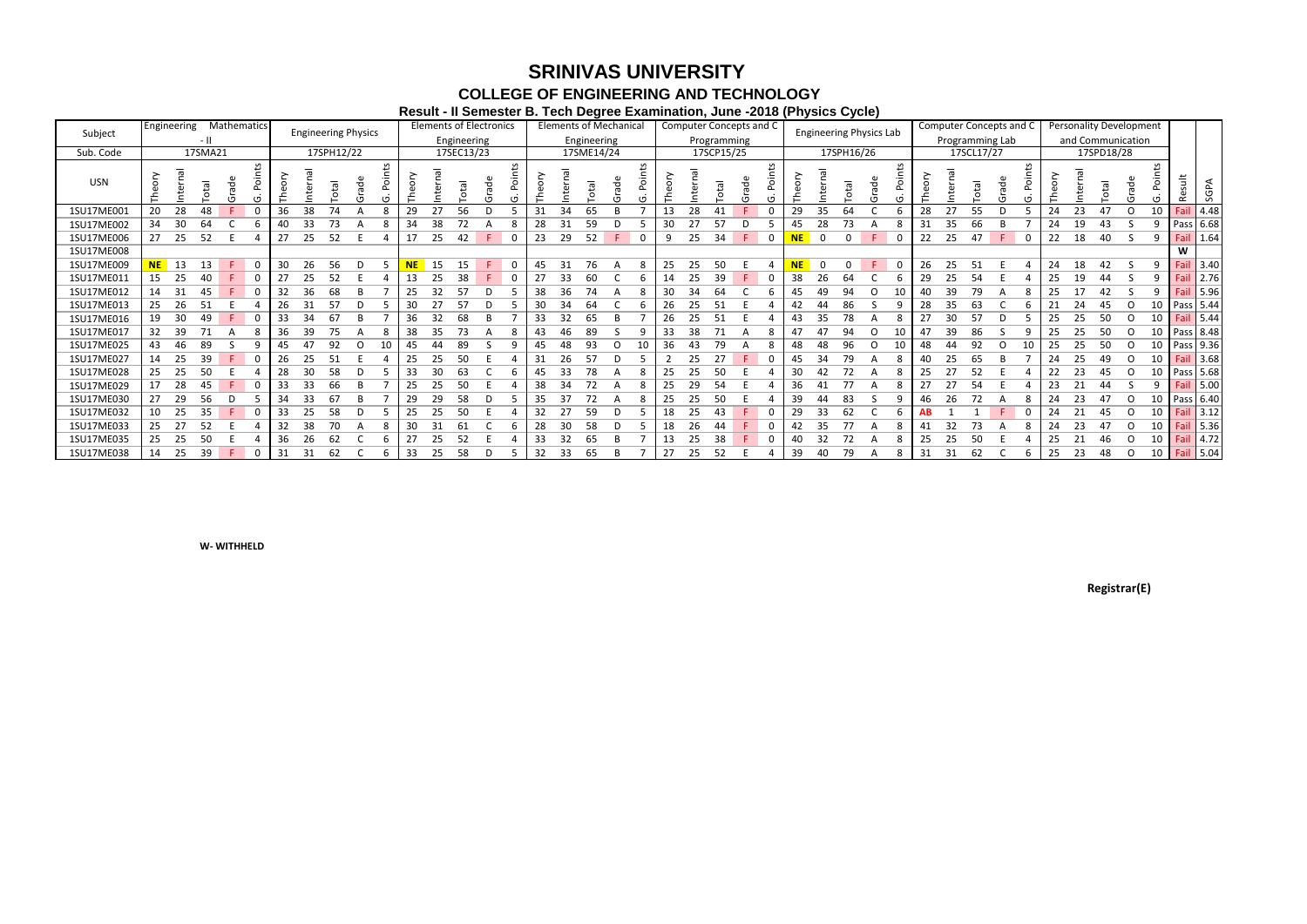# SRINIVAS UNIVERSITY

## COLLEGE OF ENGINEERING AND TECHNOLOGY

### Result - II Semester B. Tech Degree Examination, June -2018 (Physics Cycle)

| Subject | Engineering Mathematics - II | | | | | Engineering Physics | | | | | Elements of Electronics Engineering | | | | | Elements of Mechanical Engineering | | | | | Computer Concepts and C Programming | | | | | Engineering Physics Lab | | | | | Computer Concepts and C Programming Lab | | | | | Personality Development and Communication | | | | | | |
|---|---|---|---|---|---|---|---|---|---|---|---|---|---|---|---|---|---|---|---|---|---|---|---|---|---|---|---|---|---|---|---|---|---|---|---|---|---|---|---|---|---|---|
| Sub. Code | 17SMA21 | | | | | 17SPH12/22 | | | | | 17SEC13/23 | | | | | 17SME14/24 | | | | | 17SCP15/25 | | | | | 17SPH16/26 | | | | | 17SCL17/27 | | | | | 17SPD18/28 | | | | | | |
| USN | Theory | Internal | Total | Grade | G. Points | Theory | Internal | Total | Grade | G. Points | Theory | Internal | Total | Grade | G. Points | Theory | Internal | Total | Grade | G. Points | Theory | Internal | Total | Grade | G. Points | Theory | Internal | Total | Grade | G. Points | Theory | Internal | Total | Grade | G. Points | Theory | Internal | Total | Grade | G. Points | Result | SGPA |
| 1SU17ME001 | 20 | 28 | 48 | F | 0 | 36 | 38 | 74 | A | 8 | 29 | 27 | 56 | D | 5 | 31 | 34 | 65 | B | 7 | 13 | 28 | 41 | F | 0 | 29 | 35 | 64 | C | 6 | 28 | 27 | 55 | D | 5 | 24 | 23 | 47 | O | 10 | Fail | 4.48 |
| 1SU17ME002 | 34 | 30 | 64 | C | 6 | 40 | 33 | 73 | A | 8 | 34 | 38 | 72 | A | 8 | 28 | 31 | 59 | D | 5 | 30 | 27 | 57 | D | 5 | 45 | 28 | 73 | A | 8 | 31 | 35 | 66 | B | 7 | 24 | 19 | 43 | S | 9 | Pass | 6.68 |
| 1SU17ME006 | 27 | 25 | 52 | E | 4 | 27 | 25 | 52 | E | 4 | 17 | 25 | 42 | F | 0 | 23 | 29 | 52 | F | 0 | 9 | 25 | 34 | F | 0 | NE | 0 | 0 | F | 0 | 22 | 25 | 47 | F | 0 | 22 | 18 | 40 | S | 9 | Fail | 1.64 |
| 1SU17ME008 | | | | | | | | | | | | | | | | | | | | | | | | | | | | | | | | | | | | | | | | | W | |
| 1SU17ME009 | NE | 13 | 13 | F | 0 | 30 | 26 | 56 | D | 5 | NE | 15 | 15 | F | 0 | 45 | 31 | 76 | A | 8 | 25 | 25 | 50 | E | 4 | NE | 0 | 0 | F | 0 | 26 | 25 | 51 | E | 4 | 24 | 18 | 42 | S | 9 | Fail | 3.40 |
| 1SU17ME011 | 15 | 25 | 40 | F | 0 | 27 | 25 | 52 | E | 4 | 13 | 25 | 38 | F | 0 | 27 | 33 | 60 | C | 6 | 14 | 25 | 39 | F | 0 | 38 | 26 | 64 | C | 6 | 29 | 25 | 54 | E | 4 | 25 | 19 | 44 | S | 9 | Fail | 2.76 |
| 1SU17ME012 | 14 | 31 | 45 | F | 0 | 32 | 36 | 68 | B | 7 | 25 | 32 | 57 | D | 5 | 38 | 36 | 74 | A | 8 | 30 | 34 | 64 | C | 6 | 45 | 49 | 94 | O | 10 | 40 | 39 | 79 | A | 8 | 25 | 17 | 42 | S | 9 | Fail | 5.96 |
| 1SU17ME013 | 25 | 26 | 51 | E | 4 | 26 | 31 | 57 | D | 5 | 30 | 27 | 57 | D | 5 | 30 | 34 | 64 | C | 6 | 26 | 25 | 51 | E | 4 | 42 | 44 | 86 | S | 9 | 28 | 35 | 63 | C | 6 | 21 | 24 | 45 | O | 10 | Pass | 5.44 |
| 1SU17ME016 | 19 | 30 | 49 | F | 0 | 33 | 34 | 67 | B | 7 | 36 | 32 | 68 | B | 7 | 33 | 32 | 65 | B | 7 | 26 | 25 | 51 | E | 4 | 43 | 35 | 78 | A | 8 | 27 | 30 | 57 | D | 5 | 25 | 25 | 50 | O | 10 | Fail | 5.44 |
| 1SU17ME017 | 32 | 39 | 71 | A | 8 | 36 | 39 | 75 | A | 8 | 38 | 35 | 73 | A | 8 | 43 | 46 | 89 | S | 9 | 33 | 38 | 71 | A | 8 | 47 | 47 | 94 | O | 10 | 47 | 39 | 86 | S | 9 | 25 | 25 | 50 | O | 10 | Pass | 8.48 |
| 1SU17ME025 | 43 | 46 | 89 | S | 9 | 45 | 47 | 92 | O | 10 | 45 | 44 | 89 | S | 9 | 45 | 48 | 93 | O | 10 | 36 | 43 | 79 | A | 8 | 48 | 48 | 96 | O | 10 | 48 | 44 | 92 | O | 10 | 25 | 25 | 50 | O | 10 | Pass | 9.36 |
| 1SU17ME027 | 14 | 25 | 39 | F | 0 | 26 | 25 | 51 | E | 4 | 25 | 25 | 50 | E | 4 | 31 | 26 | 57 | D | 5 | 2 | 25 | 27 | F | 0 | 45 | 34 | 79 | A | 8 | 40 | 25 | 65 | B | 7 | 24 | 25 | 49 | O | 10 | Fail | 3.68 |
| 1SU17ME028 | 25 | 25 | 50 | E | 4 | 28 | 30 | 58 | D | 5 | 33 | 30 | 63 | C | 6 | 45 | 33 | 78 | A | 8 | 25 | 25 | 50 | E | 4 | 30 | 42 | 72 | A | 8 | 25 | 27 | 52 | E | 4 | 22 | 23 | 45 | O | 10 | Pass | 5.68 |
| 1SU17ME029 | 17 | 28 | 45 | F | 0 | 33 | 33 | 66 | B | 7 | 25 | 25 | 50 | E | 4 | 38 | 34 | 72 | A | 8 | 25 | 29 | 54 | E | 4 | 36 | 41 | 77 | A | 8 | 27 | 27 | 54 | E | 4 | 23 | 21 | 44 | S | 9 | Fail | 5.00 |
| 1SU17ME030 | 27 | 29 | 56 | D | 5 | 34 | 33 | 67 | B | 7 | 29 | 29 | 58 | D | 5 | 35 | 37 | 72 | A | 8 | 25 | 25 | 50 | E | 4 | 39 | 44 | 83 | S | 9 | 46 | 26 | 72 | A | 8 | 24 | 23 | 47 | O | 10 | Pass | 6.40 |
| 1SU17ME032 | 10 | 25 | 35 | F | 0 | 33 | 25 | 58 | D | 5 | 25 | 25 | 50 | E | 4 | 32 | 27 | 59 | D | 5 | 18 | 25 | 43 | F | 0 | 29 | 33 | 62 | C | 6 | AB | 1 | 1 | F | 0 | 24 | 21 | 45 | O | 10 | Fail | 3.12 |
| 1SU17ME033 | 25 | 27 | 52 | E | 4 | 32 | 38 | 70 | A | 8 | 30 | 31 | 61 | C | 6 | 28 | 30 | 58 | D | 5 | 18 | 26 | 44 | F | 0 | 42 | 35 | 77 | A | 8 | 41 | 32 | 73 | A | 8 | 24 | 23 | 47 | O | 10 | Fail | 5.36 |
| 1SU17ME035 | 25 | 25 | 50 | E | 4 | 36 | 26 | 62 | C | 6 | 27 | 25 | 52 | E | 4 | 33 | 32 | 65 | B | 7 | 13 | 25 | 38 | F | 0 | 40 | 32 | 72 | A | 8 | 25 | 25 | 50 | E | 4 | 25 | 21 | 46 | O | 10 | Fail | 4.72 |
| 1SU17ME038 | 14 | 25 | 39 | F | 0 | 31 | 31 | 62 | C | 6 | 33 | 25 | 58 | D | 5 | 32 | 33 | 65 | B | 7 | 27 | 25 | 52 | E | 4 | 39 | 40 | 79 | A | 8 | 31 | 31 | 62 | C | 6 | 25 | 23 | 48 | O | 10 | Fail | 5.04 |

**W- WITHHELD**

**Registrar(E)**